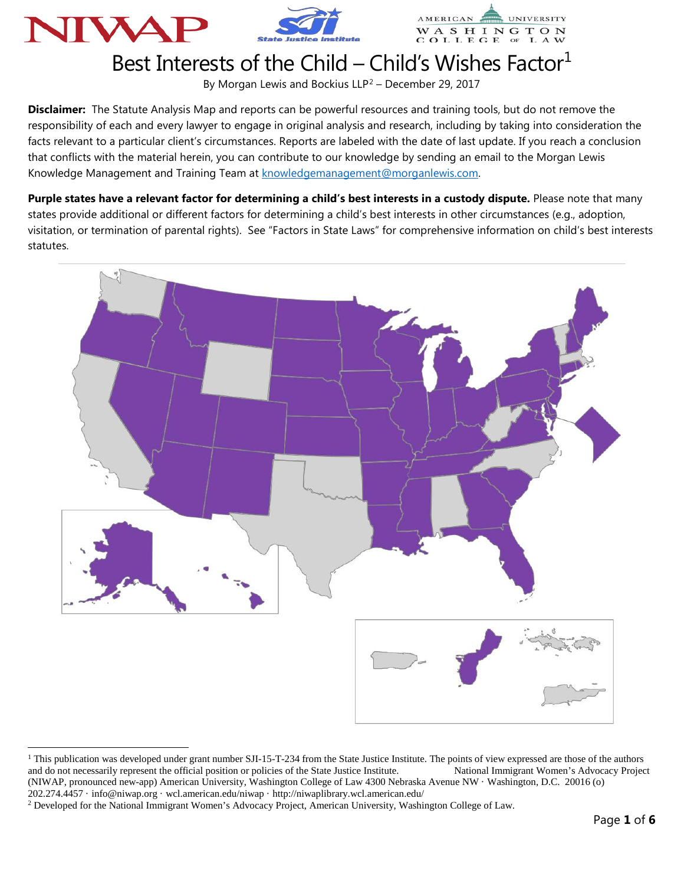# Best Interests of the Child – Child's Wishes Factor[1]

By Morgan Lewis and Bockius LLP[2] – December 29, 2017

**Disclaimer:** The Statute Analysis Map and reports can be powerful resources and training tools, but do not remove the responsibility of each and every lawyer to engage in original analysis and research, including by taking into consideration the facts relevant to a particular client's circumstances. Reports are labeled with the date of last update. If you reach a conclusion that conflicts with the material herein, you can contribute to our knowledge by sending an email to the Morgan Lewis Knowledge Management and Training Team at knowledgemanagement@morganlewis.com.

**Purple states have a relevant factor for determining a child's best interests in a custody dispute.** Please note that many states provide additional or different factors for determining a child's best interests in other circumstances (e.g., adoption, visitation, or termination of parental rights). See "Factors in State Laws" for comprehensive information on child's best interests statutes.

---

[1] This publication was developed under grant number SJI-15-T-234 from the State Justice Institute. The points of view expressed are those of the authors and do not necessarily represent the official position or policies of the State Justice Institute. National Immigrant Women's Advocacy Project (NIWAP, pronounced new-app) American University, Washington College of Law 4300 Nebraska Avenue NW · Washington, D.C. 20016 (o) 202.274.4457 · info@niwap.org · wcl.american.edu/niwap · http://niwaplibrary.wcl.american.edu/

[2] Developed for the National Immigrant Women's Advocacy Project, American University, Washington College of Law.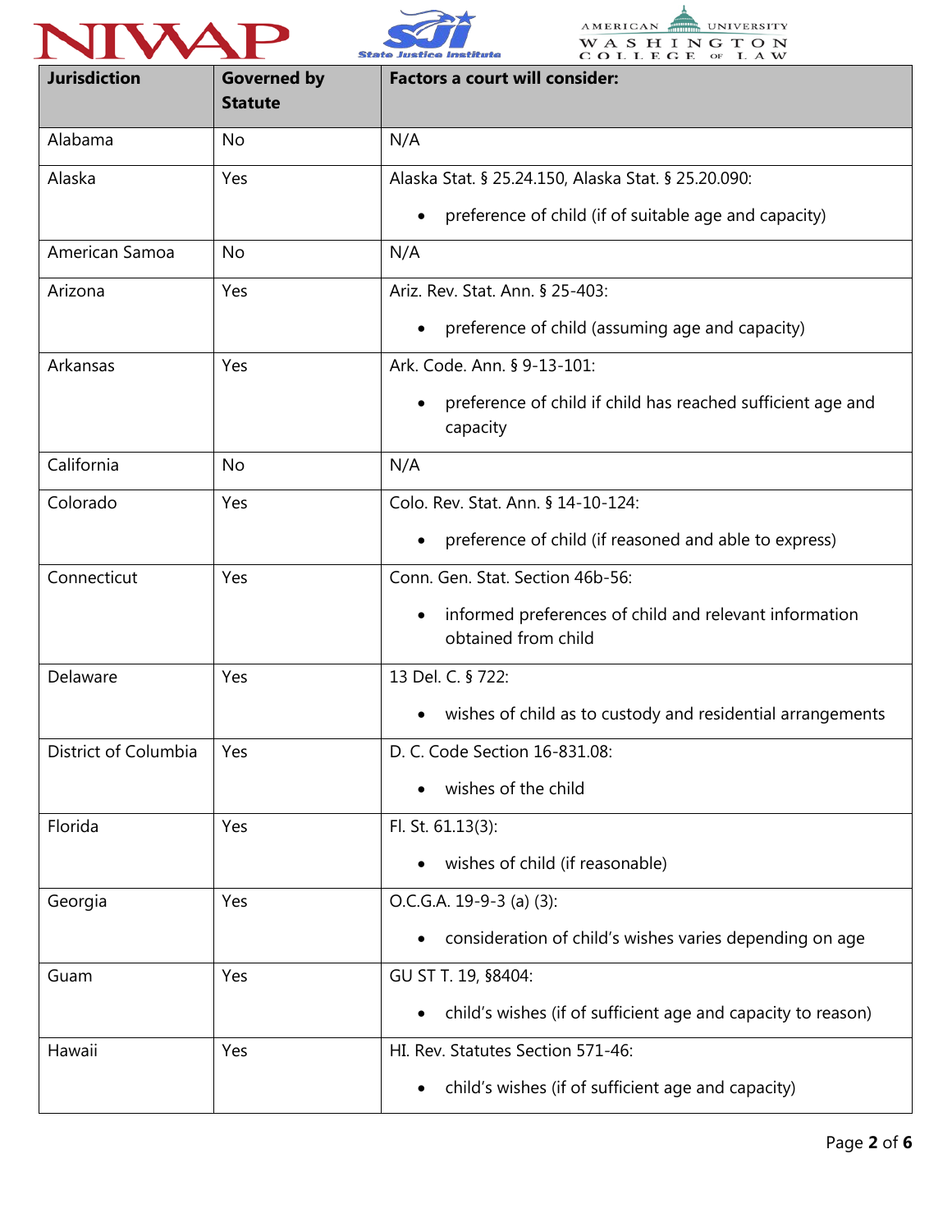| Jurisdiction | Governed by Statute | Factors a court will consider: |
|---|---|---|
| Alabama | No | N/A |
| Alaska | Yes | Alaska Stat. § 25.24.150, Alaska Stat. § 25.20.090:<br>• preference of child (if of suitable age and capacity) |
| American Samoa | No | N/A |
| Arizona | Yes | Ariz. Rev. Stat. Ann. § 25-403:<br>• preference of child (assuming age and capacity) |
| Arkansas | Yes | Ark. Code. Ann. § 9-13-101:<br>• preference of child if child has reached sufficient age and capacity |
| California | No | N/A |
| Colorado | Yes | Colo. Rev. Stat. Ann. § 14-10-124:<br>• preference of child (if reasoned and able to express) |
| Connecticut | Yes | Conn. Gen. Stat. Section 46b-56:<br>• informed preferences of child and relevant information obtained from child |
| Delaware | Yes | 13 Del. C. § 722:<br>• wishes of child as to custody and residential arrangements |
| District of Columbia | Yes | D. C. Code Section 16-831.08:<br>• wishes of the child |
| Florida | Yes | Fl. St. 61.13(3):<br>• wishes of child (if reasonable) |
| Georgia | Yes | O.C.G.A. 19-9-3 (a) (3):<br>• consideration of child's wishes varies depending on age |
| Guam | Yes | GU ST T. 19, §8404:<br>• child's wishes (if of sufficient age and capacity to reason) |
| Hawaii | Yes | HI. Rev. Statutes Section 571-46:<br>• child's wishes (if of sufficient age and capacity) |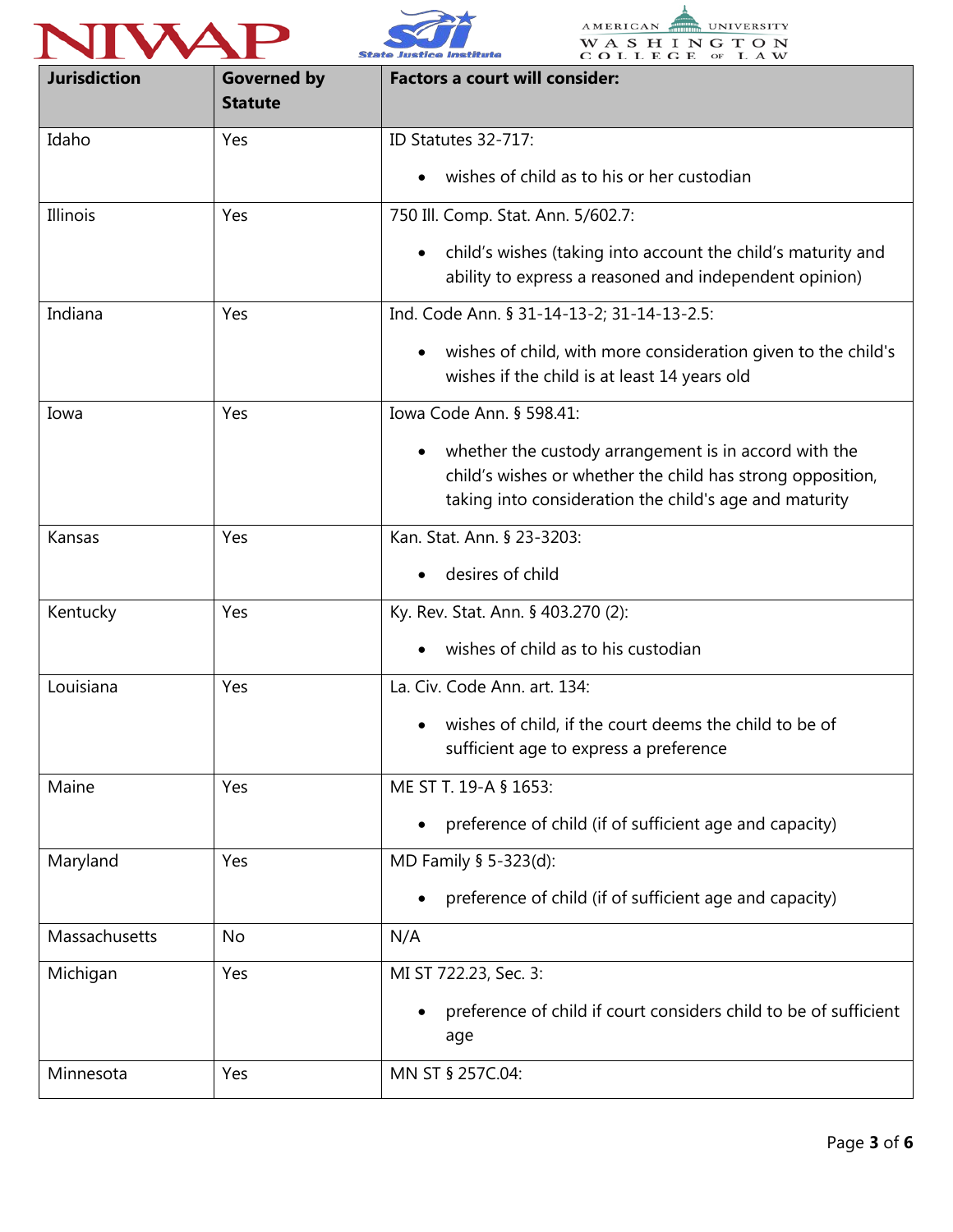| Jurisdiction | Governed by Statute | Factors a court will consider: |
|---|---|---|
| Idaho | Yes | ID Statutes 32-717: <br>• wishes of child as to his or her custodian |
| Illinois | Yes | 750 Ill. Comp. Stat. Ann. 5/602.7: <br>• child's wishes (taking into account the child's maturity and ability to express a reasoned and independent opinion) |
| Indiana | Yes | Ind. Code Ann. § 31-14-13-2; 31-14-13-2.5: <br>• wishes of child, with more consideration given to the child's wishes if the child is at least 14 years old |
| Iowa | Yes | Iowa Code Ann. § 598.41: <br>• whether the custody arrangement is in accord with the child's wishes or whether the child has strong opposition, taking into consideration the child's age and maturity |
| Kansas | Yes | Kan. Stat. Ann. § 23-3203: <br>• desires of child |
| Kentucky | Yes | Ky. Rev. Stat. Ann. § 403.270 (2): <br>• wishes of child as to his custodian |
| Louisiana | Yes | La. Civ. Code Ann. art. 134: <br>• wishes of child, if the court deems the child to be of sufficient age to express a preference |
| Maine | Yes | ME ST T. 19-A § 1653: <br>• preference of child (if of sufficient age and capacity) |
| Maryland | Yes | MD Family § 5-323(d): <br>• preference of child (if of sufficient age and capacity) |
| Massachusetts | No | N/A |
| Michigan | Yes | MI ST 722.23, Sec. 3: <br>• preference of child if court considers child to be of sufficient age |
| Minnesota | Yes | MN ST § 257C.04: |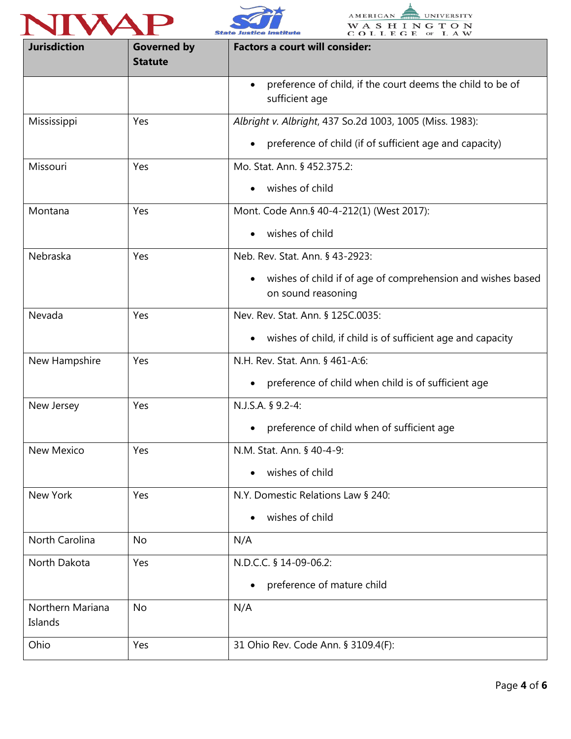| Jurisdiction | Governed by Statute | Factors a court will consider: |
|---|---|---|
| | | • preference of child, if the court deems the child to be of sufficient age |
| Mississippi | Yes | *Albright v. Albright*, 437 So.2d 1003, 1005 (Miss. 1983): • preference of child (if of sufficient age and capacity) |
| Missouri | Yes | Mo. Stat. Ann. § 452.375.2: • wishes of child |
| Montana | Yes | Mont. Code Ann.§ 40-4-212(1) (West 2017): • wishes of child |
| Nebraska | Yes | Neb. Rev. Stat. Ann. § 43-2923: • wishes of child if of age of comprehension and wishes based on sound reasoning |
| Nevada | Yes | Nev. Rev. Stat. Ann. § 125C.0035: • wishes of child, if child is of sufficient age and capacity |
| New Hampshire | Yes | N.H. Rev. Stat. Ann. § 461-A:6: • preference of child when child is of sufficient age |
| New Jersey | Yes | N.J.S.A. § 9.2-4: • preference of child when of sufficient age |
| New Mexico | Yes | N.M. Stat. Ann. § 40-4-9: • wishes of child |
| New York | Yes | N.Y. Domestic Relations Law § 240: • wishes of child |
| North Carolina | No | N/A |
| North Dakota | Yes | N.D.C.C. § 14-09-06.2: • preference of mature child |
| Northern Mariana Islands | No | N/A |
| Ohio | Yes | 31 Ohio Rev. Code Ann. § 3109.4(F): |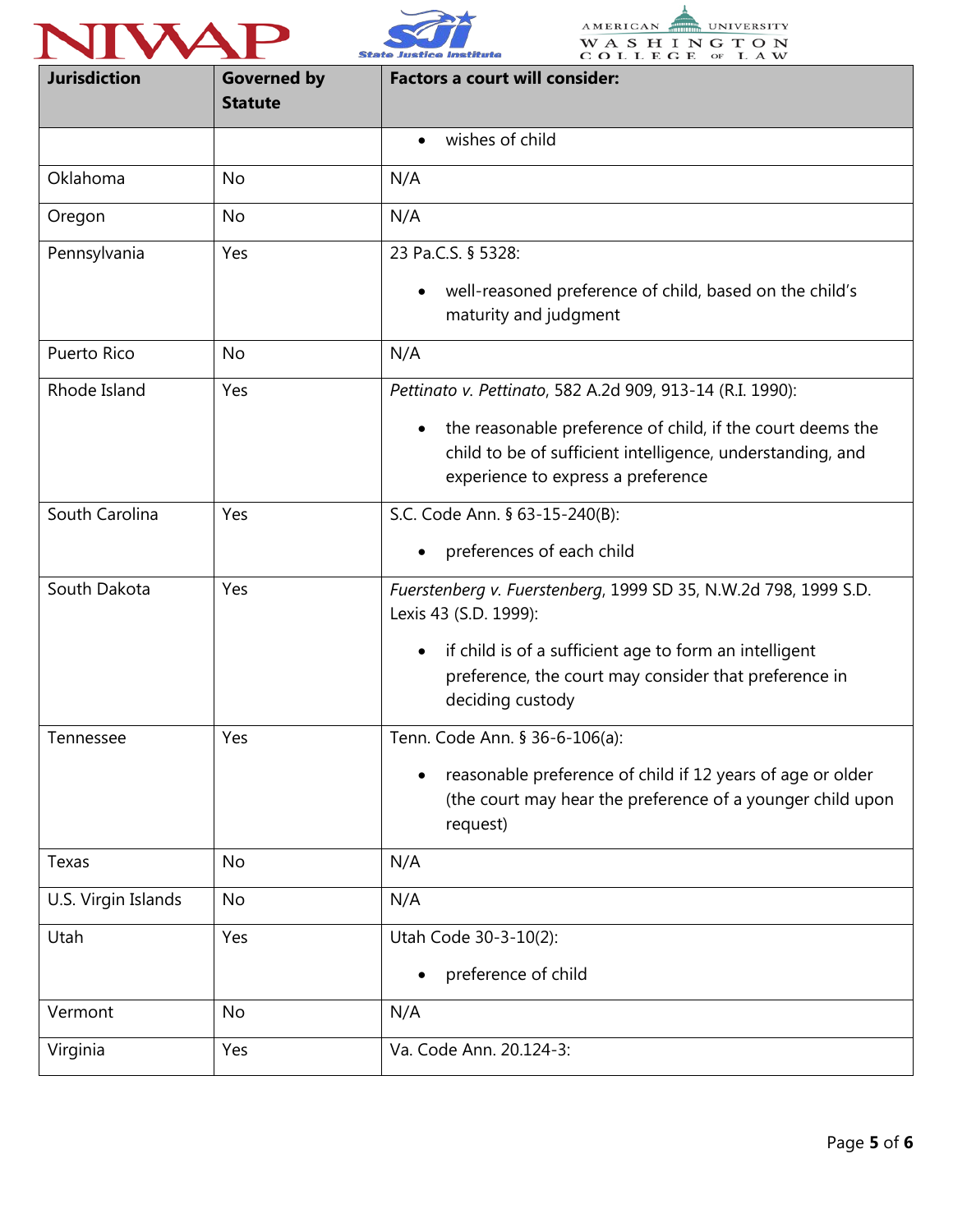| Jurisdiction | Governed by Statute | Factors a court will consider: |
|---|---|---|
| | | • wishes of child |
| Oklahoma | No | N/A |
| Oregon | No | N/A |
| Pennsylvania | Yes | 23 Pa.C.S. § 5328:<br>• well-reasoned preference of child, based on the child's maturity and judgment |
| Puerto Rico | No | N/A |
| Rhode Island | Yes | *Pettinato v. Pettinato*, 582 A.2d 909, 913-14 (R.I. 1990):<br>• the reasonable preference of child, if the court deems the child to be of sufficient intelligence, understanding, and experience to express a preference |
| South Carolina | Yes | S.C. Code Ann. § 63-15-240(B):<br>• preferences of each child |
| South Dakota | Yes | *Fuerstenberg v. Fuerstenberg*, 1999 SD 35, N.W.2d 798, 1999 S.D. Lexis 43 (S.D. 1999):<br>• if child is of a sufficient age to form an intelligent preference, the court may consider that preference in deciding custody |
| Tennessee | Yes | Tenn. Code Ann. § 36-6-106(a):<br>• reasonable preference of child if 12 years of age or older (the court may hear the preference of a younger child upon request) |
| Texas | No | N/A |
| U.S. Virgin Islands | No | N/A |
| Utah | Yes | Utah Code 30-3-10(2):<br>• preference of child |
| Vermont | No | N/A |
| Virginia | Yes | Va. Code Ann. 20.124-3: |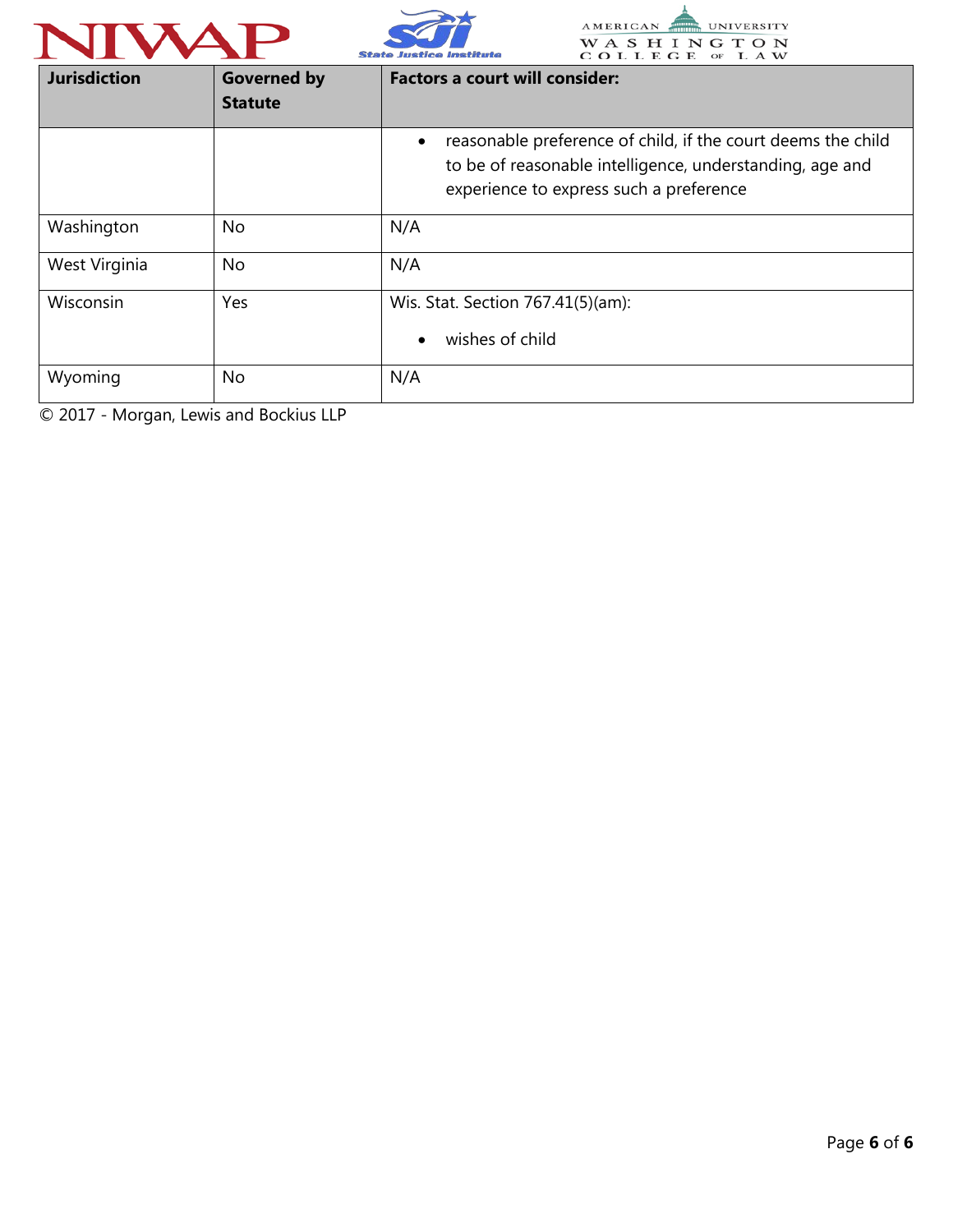| Jurisdiction | Governed by Statute | Factors a court will consider: |
| --- | --- | --- |
| | | • reasonable preference of child, if the court deems the child to be of reasonable intelligence, understanding, age and experience to express such a preference |
| Washington | No | N/A |
| West Virginia | No | N/A |
| Wisconsin | Yes | Wis. Stat. Section 767.41(5)(am): <br> • wishes of child |
| Wyoming | No | N/A |

© 2017 - Morgan, Lewis and Bockius LLP